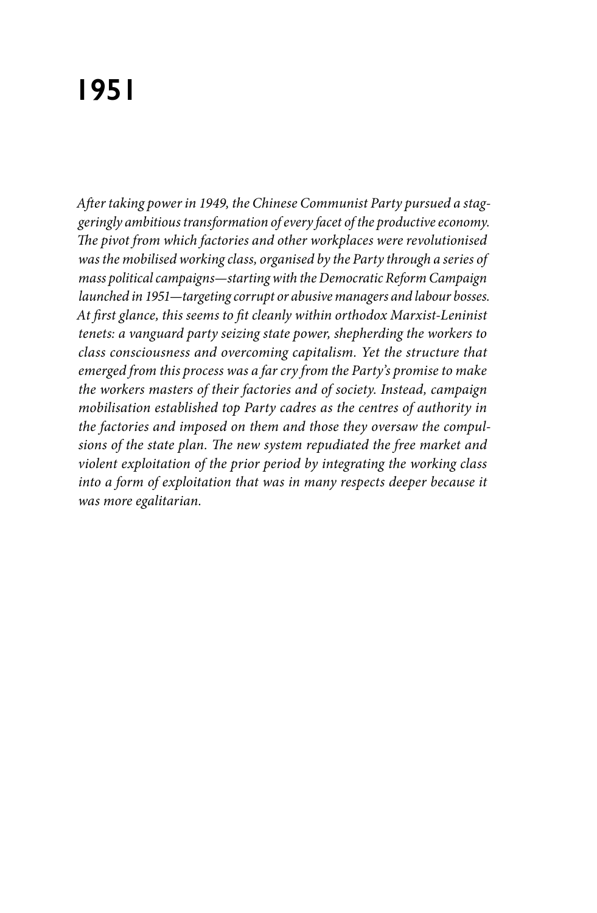# 1951

*After taking power in 1949, the Chinese Communist Party pursued a staggeringly ambitious transformation of every facet of the productive economy. The pivot from which factories and other workplaces were revolutionised was the mobilised working class, organised by the Party through a series of mass political campaigns—starting with the Democratic Reform Campaign launched in 1951—targeting corrupt or abusive managers and labour bosses. At first glance, this seems to fit cleanly within orthodox Marxist-Leninist tenets: a vanguard party seizing state power, shepherding the workers to class consciousness and overcoming capitalism. Yet the structure that emerged from this process was a far cry from the Party's promise to make the workers masters of their factories and of society. Instead, campaign mobilisation established top Party cadres as the centres of authority in the factories and imposed on them and those they oversaw the compulsions of the state plan. The new system repudiated the free market and violent exploitation of the prior period by integrating the working class into a form of exploitation that was in many respects deeper because it was more egalitarian.*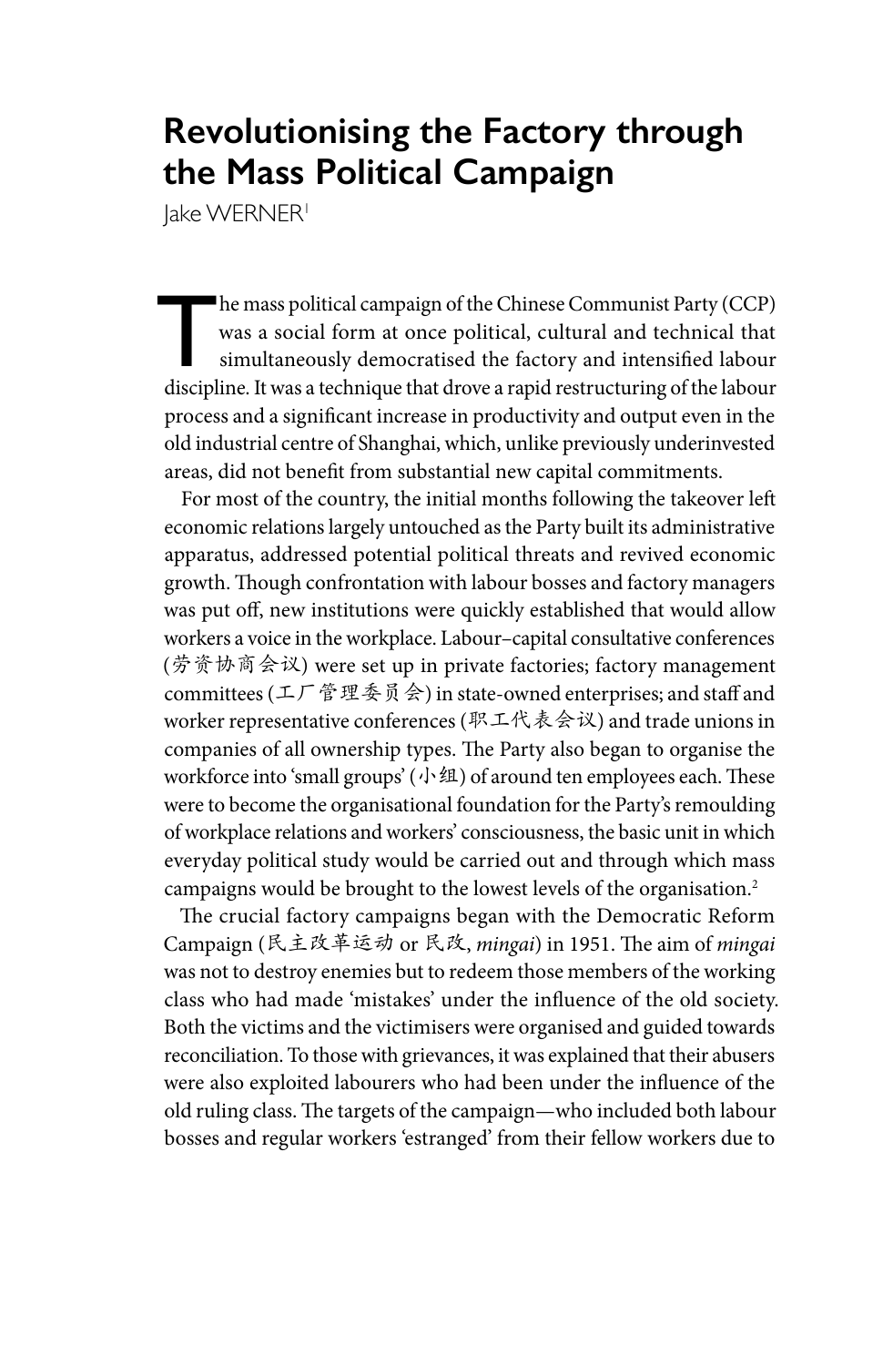# Revolutionising the Factory through the Mass Political Campaign

Jake WERNER[1]

The mass political campaign of the Chinese Communist Party (CCP) was a social form at once political, cultural and technical that simultaneously democratised the factory and intensified labour discipline. It was a technique that drove a rapid restructuring of the labour process and a significant increase in productivity and output even in the old industrial centre of Shanghai, which, unlike previously underinvested areas, did not benefit from substantial new capital commitments.

For most of the country, the initial months following the takeover left economic relations largely untouched as the Party built its administrative apparatus, addressed potential political threats and revived economic growth. Though confrontation with labour bosses and factory managers was put off, new institutions were quickly established that would allow workers a voice in the workplace. Labour–capital consultative conferences (劳资协商会议) were set up in private factories; factory management committees (工厂管理委员会) in state-owned enterprises; and staff and worker representative conferences (职工代表会议) and trade unions in companies of all ownership types. The Party also began to organise the workforce into 'small groups' (小组) of around ten employees each. These were to become the organisational foundation for the Party's remoulding of workplace relations and workers' consciousness, the basic unit in which everyday political study would be carried out and through which mass campaigns would be brought to the lowest levels of the organisation.[2]

The crucial factory campaigns began with the Democratic Reform Campaign (民主改革运动 or 民改, *mingai*) in 1951. The aim of *mingai* was not to destroy enemies but to redeem those members of the working class who had made 'mistakes' under the influence of the old society. Both the victims and the victimisers were organised and guided towards reconciliation. To those with grievances, it was explained that their abusers were also exploited labourers who had been under the influence of the old ruling class. The targets of the campaign—who included both labour bosses and regular workers 'estranged' from their fellow workers due to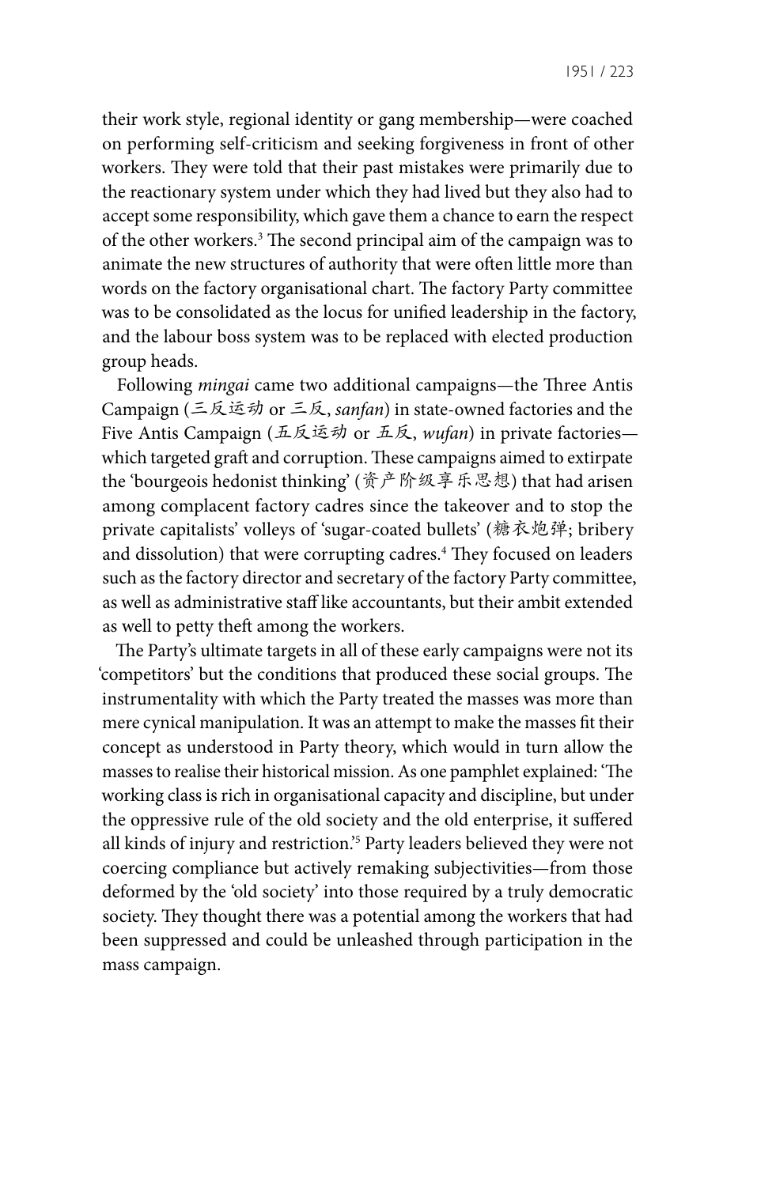their work style, regional identity or gang membership—were coached on performing self-criticism and seeking forgiveness in front of other workers. They were told that their past mistakes were primarily due to the reactionary system under which they had lived but they also had to accept some responsibility, which gave them a chance to earn the respect of the other workers.[3] The second principal aim of the campaign was to animate the new structures of authority that were often little more than words on the factory organisational chart. The factory Party committee was to be consolidated as the locus for unified leadership in the factory, and the labour boss system was to be replaced with elected production group heads.

Following *mingai* came two additional campaigns—the Three Antis Campaign (三反运动 or 三反, *sanfan*) in state-owned factories and the Five Antis Campaign (五反运动 or 五反, *wufan*) in private factories—which targeted graft and corruption. These campaigns aimed to extirpate the 'bourgeois hedonist thinking' (资产阶级享乐思想) that had arisen among complacent factory cadres since the takeover and to stop the private capitalists' volleys of 'sugar-coated bullets' (糖衣炮弹; bribery and dissolution) that were corrupting cadres.[4] They focused on leaders such as the factory director and secretary of the factory Party committee, as well as administrative staff like accountants, but their ambit extended as well to petty theft among the workers.

The Party's ultimate targets in all of these early campaigns were not its 'competitors' but the conditions that produced these social groups. The instrumentality with which the Party treated the masses was more than mere cynical manipulation. It was an attempt to make the masses fit their concept as understood in Party theory, which would in turn allow the masses to realise their historical mission. As one pamphlet explained: 'The working class is rich in organisational capacity and discipline, but under the oppressive rule of the old society and the old enterprise, it suffered all kinds of injury and restriction.'[5] Party leaders believed they were not coercing compliance but actively remaking subjectivities—from those deformed by the 'old society' into those required by a truly democratic society. They thought there was a potential among the workers that had been suppressed and could be unleashed through participation in the mass campaign.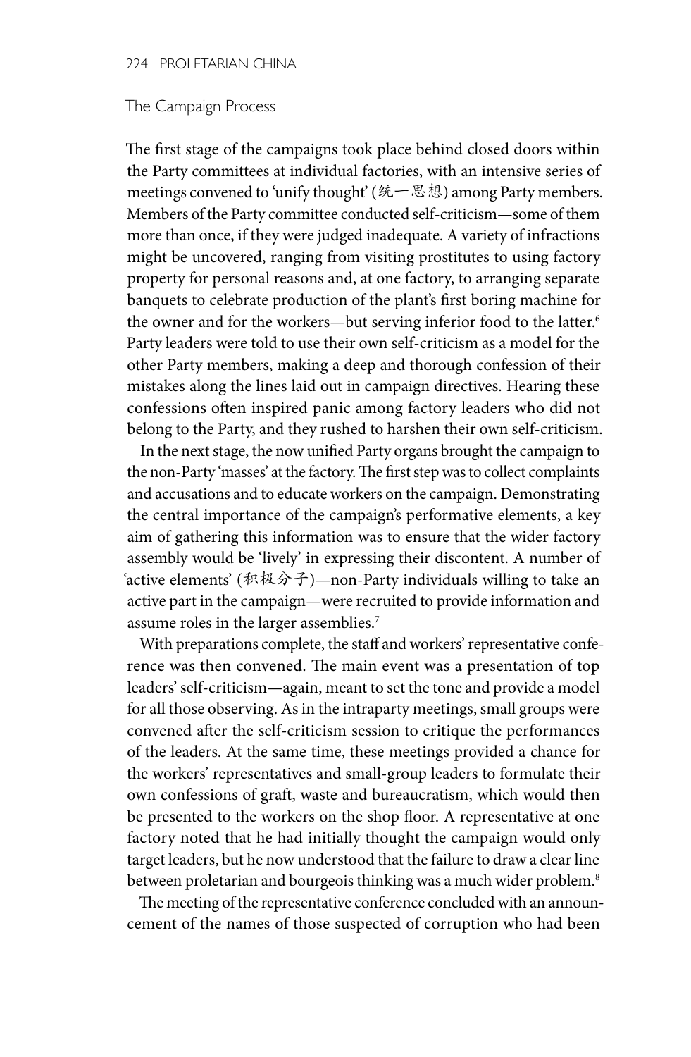## The Campaign Process

The first stage of the campaigns took place behind closed doors within the Party committees at individual factories, with an intensive series of meetings convened to 'unify thought' (统一思想) among Party members. Members of the Party committee conducted self-criticism—some of them more than once, if they were judged inadequate. A variety of infractions might be uncovered, ranging from visiting prostitutes to using factory property for personal reasons and, at one factory, to arranging separate banquets to celebrate production of the plant's first boring machine for the owner and for the workers—but serving inferior food to the latter.[6] Party leaders were told to use their own self-criticism as a model for the other Party members, making a deep and thorough confession of their mistakes along the lines laid out in campaign directives. Hearing these confessions often inspired panic among factory leaders who did not belong to the Party, and they rushed to harshen their own self-criticism.

In the next stage, the now unified Party organs brought the campaign to the non-Party 'masses' at the factory. The first step was to collect complaints and accusations and to educate workers on the campaign. Demonstrating the central importance of the campaign's performative elements, a key aim of gathering this information was to ensure that the wider factory assembly would be 'lively' in expressing their discontent. A number of 'active elements' (积极分子)—non-Party individuals willing to take an active part in the campaign—were recruited to provide information and assume roles in the larger assemblies.[7]

With preparations complete, the staff and workers' representative conference was then convened. The main event was a presentation of top leaders' self-criticism—again, meant to set the tone and provide a model for all those observing. As in the intraparty meetings, small groups were convened after the self-criticism session to critique the performances of the leaders. At the same time, these meetings provided a chance for the workers' representatives and small-group leaders to formulate their own confessions of graft, waste and bureaucratism, which would then be presented to the workers on the shop floor. A representative at one factory noted that he had initially thought the campaign would only target leaders, but he now understood that the failure to draw a clear line between proletarian and bourgeois thinking was a much wider problem.[8]

The meeting of the representative conference concluded with an announcement of the names of those suspected of corruption who had been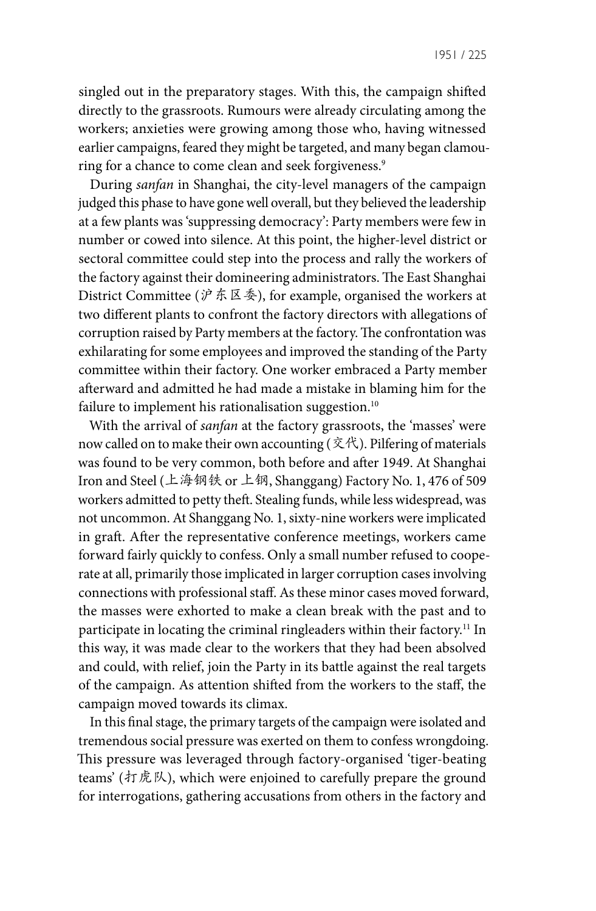singled out in the preparatory stages. With this, the campaign shifted directly to the grassroots. Rumours were already circulating among the workers; anxieties were growing among those who, having witnessed earlier campaigns, feared they might be targeted, and many began clamouring for a chance to come clean and seek forgiveness.[9]

During *sanfan* in Shanghai, the city-level managers of the campaign judged this phase to have gone well overall, but they believed the leadership at a few plants was 'suppressing democracy': Party members were few in number or cowed into silence. At this point, the higher-level district or sectoral committee could step into the process and rally the workers of the factory against their domineering administrators. The East Shanghai District Committee (沪东区委), for example, organised the workers at two different plants to confront the factory directors with allegations of corruption raised by Party members at the factory. The confrontation was exhilarating for some employees and improved the standing of the Party committee within their factory. One worker embraced a Party member afterward and admitted he had made a mistake in blaming him for the failure to implement his rationalisation suggestion.[10]

With the arrival of *sanfan* at the factory grassroots, the 'masses' were now called on to make their own accounting (交代). Pilfering of materials was found to be very common, both before and after 1949. At Shanghai Iron and Steel (上海钢铁 or 上钢, Shanggang) Factory No. 1, 476 of 509 workers admitted to petty theft. Stealing funds, while less widespread, was not uncommon. At Shanggang No. 1, sixty-nine workers were implicated in graft. After the representative conference meetings, workers came forward fairly quickly to confess. Only a small number refused to cooperate at all, primarily those implicated in larger corruption cases involving connections with professional staff. As these minor cases moved forward, the masses were exhorted to make a clean break with the past and to participate in locating the criminal ringleaders within their factory.[11] In this way, it was made clear to the workers that they had been absolved and could, with relief, join the Party in its battle against the real targets of the campaign. As attention shifted from the workers to the staff, the campaign moved towards its climax.

In this final stage, the primary targets of the campaign were isolated and tremendous social pressure was exerted on them to confess wrongdoing. This pressure was leveraged through factory-organised 'tiger-beating teams' (打虎队), which were enjoined to carefully prepare the ground for interrogations, gathering accusations from others in the factory and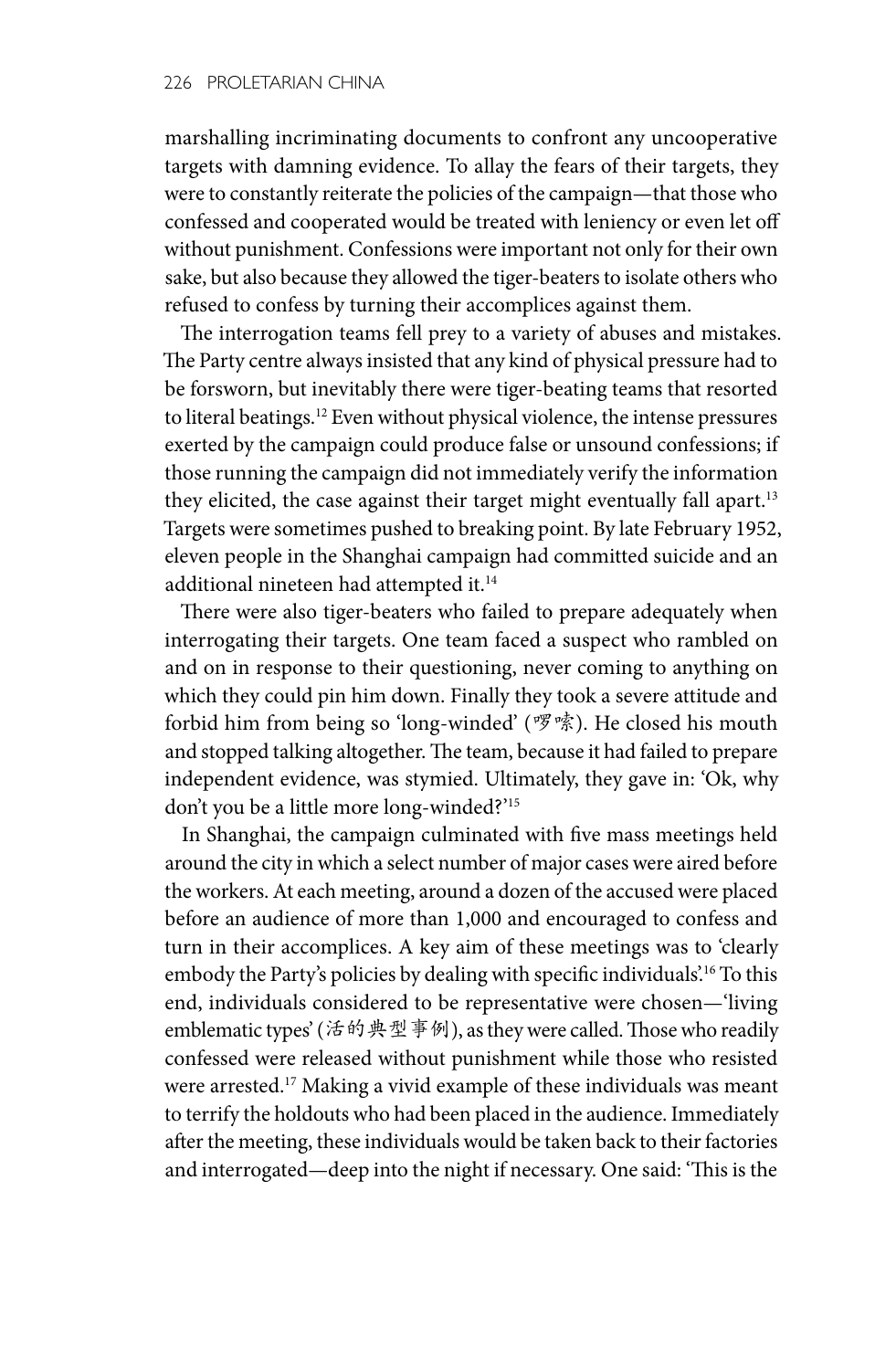marshalling incriminating documents to confront any uncooperative targets with damning evidence. To allay the fears of their targets, they were to constantly reiterate the policies of the campaign—that those who confessed and cooperated would be treated with leniency or even let off without punishment. Confessions were important not only for their own sake, but also because they allowed the tiger-beaters to isolate others who refused to confess by turning their accomplices against them.

The interrogation teams fell prey to a variety of abuses and mistakes. The Party centre always insisted that any kind of physical pressure had to be forsworn, but inevitably there were tiger-beating teams that resorted to literal beatings.[12] Even without physical violence, the intense pressures exerted by the campaign could produce false or unsound confessions; if those running the campaign did not immediately verify the information they elicited, the case against their target might eventually fall apart.[13] Targets were sometimes pushed to breaking point. By late February 1952, eleven people in the Shanghai campaign had committed suicide and an additional nineteen had attempted it.[14]

There were also tiger-beaters who failed to prepare adequately when interrogating their targets. One team faced a suspect who rambled on and on in response to their questioning, never coming to anything on which they could pin him down. Finally they took a severe attitude and forbid him from being so 'long-winded' (啰嗦). He closed his mouth and stopped talking altogether. The team, because it had failed to prepare independent evidence, was stymied. Ultimately, they gave in: 'Ok, why don't you be a little more long-winded?'[15]

In Shanghai, the campaign culminated with five mass meetings held around the city in which a select number of major cases were aired before the workers. At each meeting, around a dozen of the accused were placed before an audience of more than 1,000 and encouraged to confess and turn in their accomplices. A key aim of these meetings was to 'clearly embody the Party's policies by dealing with specific individuals'.[16] To this end, individuals considered to be representative were chosen—'living emblematic types' (活的典型事例), as they were called. Those who readily confessed were released without punishment while those who resisted were arrested.[17] Making a vivid example of these individuals was meant to terrify the holdouts who had been placed in the audience. Immediately after the meeting, these individuals would be taken back to their factories and interrogated—deep into the night if necessary. One said: 'This is the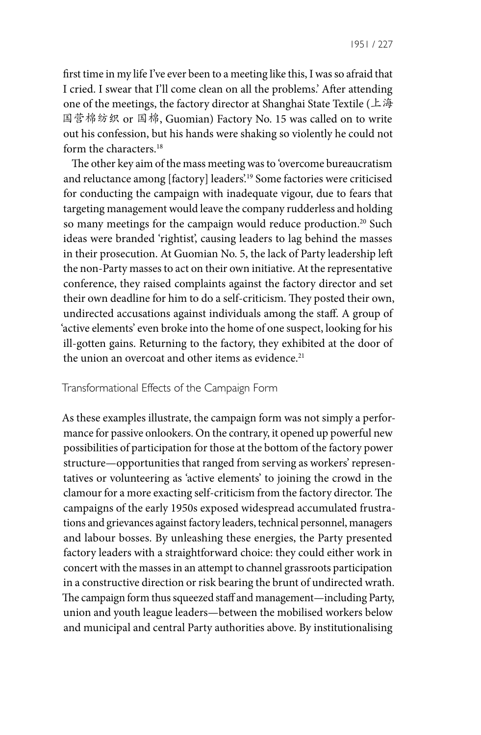first time in my life I've ever been to a meeting like this, I was so afraid that I cried. I swear that I'll come clean on all the problems.' After attending one of the meetings, the factory director at Shanghai State Textile (上海国营棉纺织 or 国棉, Guomian) Factory No. 15 was called on to write out his confession, but his hands were shaking so violently he could not form the characters.[18]

The other key aim of the mass meeting was to 'overcome bureaucratism and reluctance among [factory] leaders'.[19] Some factories were criticised for conducting the campaign with inadequate vigour, due to fears that targeting management would leave the company rudderless and holding so many meetings for the campaign would reduce production.[20] Such ideas were branded 'rightist', causing leaders to lag behind the masses in their prosecution. At Guomian No. 5, the lack of Party leadership left the non-Party masses to act on their own initiative. At the representative conference, they raised complaints against the factory director and set their own deadline for him to do a self-criticism. They posted their own, undirected accusations against individuals among the staff. A group of 'active elements' even broke into the home of one suspect, looking for his ill-gotten gains. Returning to the factory, they exhibited at the door of the union an overcoat and other items as evidence.[21]

## Transformational Effects of the Campaign Form

As these examples illustrate, the campaign form was not simply a performance for passive onlookers. On the contrary, it opened up powerful new possibilities of participation for those at the bottom of the factory power structure—opportunities that ranged from serving as workers' representatives or volunteering as 'active elements' to joining the crowd in the clamour for a more exacting self-criticism from the factory director. The campaigns of the early 1950s exposed widespread accumulated frustrations and grievances against factory leaders, technical personnel, managers and labour bosses. By unleashing these energies, the Party presented factory leaders with a straightforward choice: they could either work in concert with the masses in an attempt to channel grassroots participation in a constructive direction or risk bearing the brunt of undirected wrath. The campaign form thus squeezed staff and management—including Party, union and youth league leaders—between the mobilised workers below and municipal and central Party authorities above. By institutionalising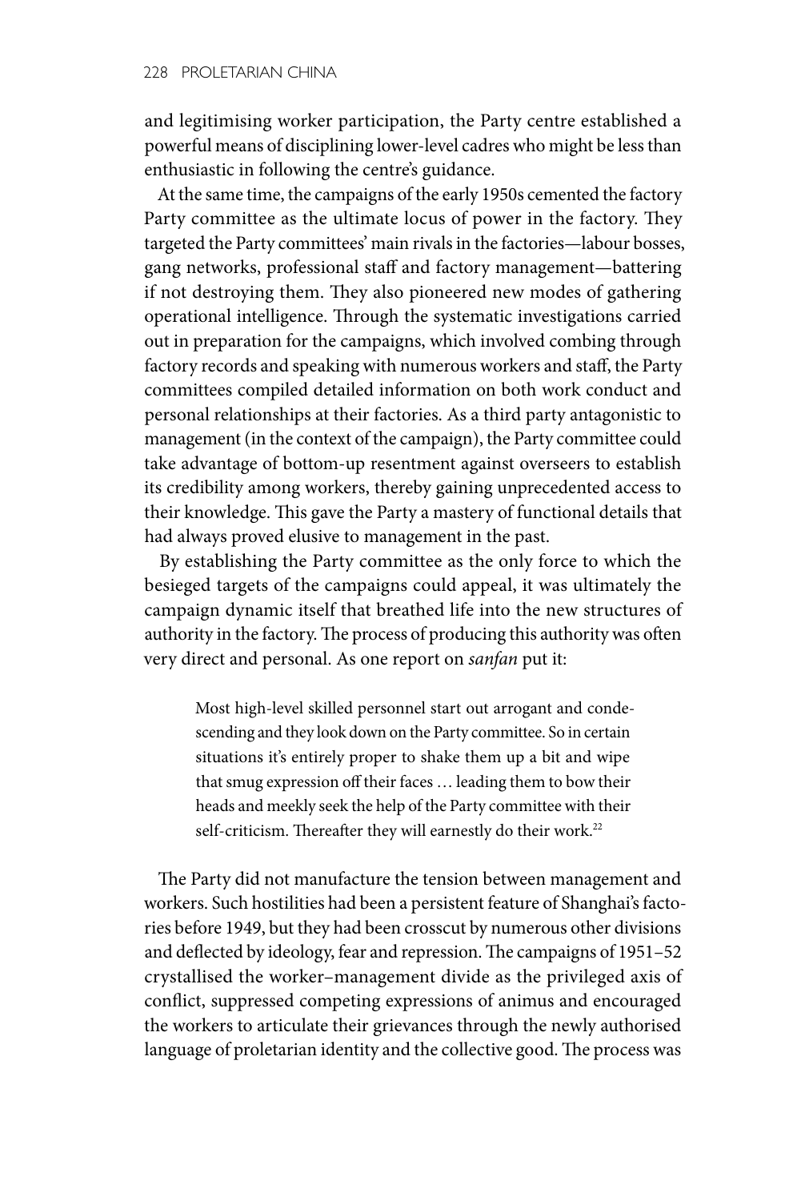and legitimising worker participation, the Party centre established a powerful means of disciplining lower-level cadres who might be less than enthusiastic in following the centre's guidance.

At the same time, the campaigns of the early 1950s cemented the factory Party committee as the ultimate locus of power in the factory. They targeted the Party committees' main rivals in the factories—labour bosses, gang networks, professional staff and factory management—battering if not destroying them. They also pioneered new modes of gathering operational intelligence. Through the systematic investigations carried out in preparation for the campaigns, which involved combing through factory records and speaking with numerous workers and staff, the Party committees compiled detailed information on both work conduct and personal relationships at their factories. As a third party antagonistic to management (in the context of the campaign), the Party committee could take advantage of bottom-up resentment against overseers to establish its credibility among workers, thereby gaining unprecedented access to their knowledge. This gave the Party a mastery of functional details that had always proved elusive to management in the past.

By establishing the Party committee as the only force to which the besieged targets of the campaigns could appeal, it was ultimately the campaign dynamic itself that breathed life into the new structures of authority in the factory. The process of producing this authority was often very direct and personal. As one report on *sanfan* put it:

> Most high-level skilled personnel start out arrogant and condescending and they look down on the Party committee. So in certain situations it's entirely proper to shake them up a bit and wipe that smug expression off their faces … leading them to bow their heads and meekly seek the help of the Party committee with their self-criticism. Thereafter they will earnestly do their work.[22]

The Party did not manufacture the tension between management and workers. Such hostilities had been a persistent feature of Shanghai's factories before 1949, but they had been crosscut by numerous other divisions and deflected by ideology, fear and repression. The campaigns of 1951–52 crystallised the worker–management divide as the privileged axis of conflict, suppressed competing expressions of animus and encouraged the workers to articulate their grievances through the newly authorised language of proletarian identity and the collective good. The process was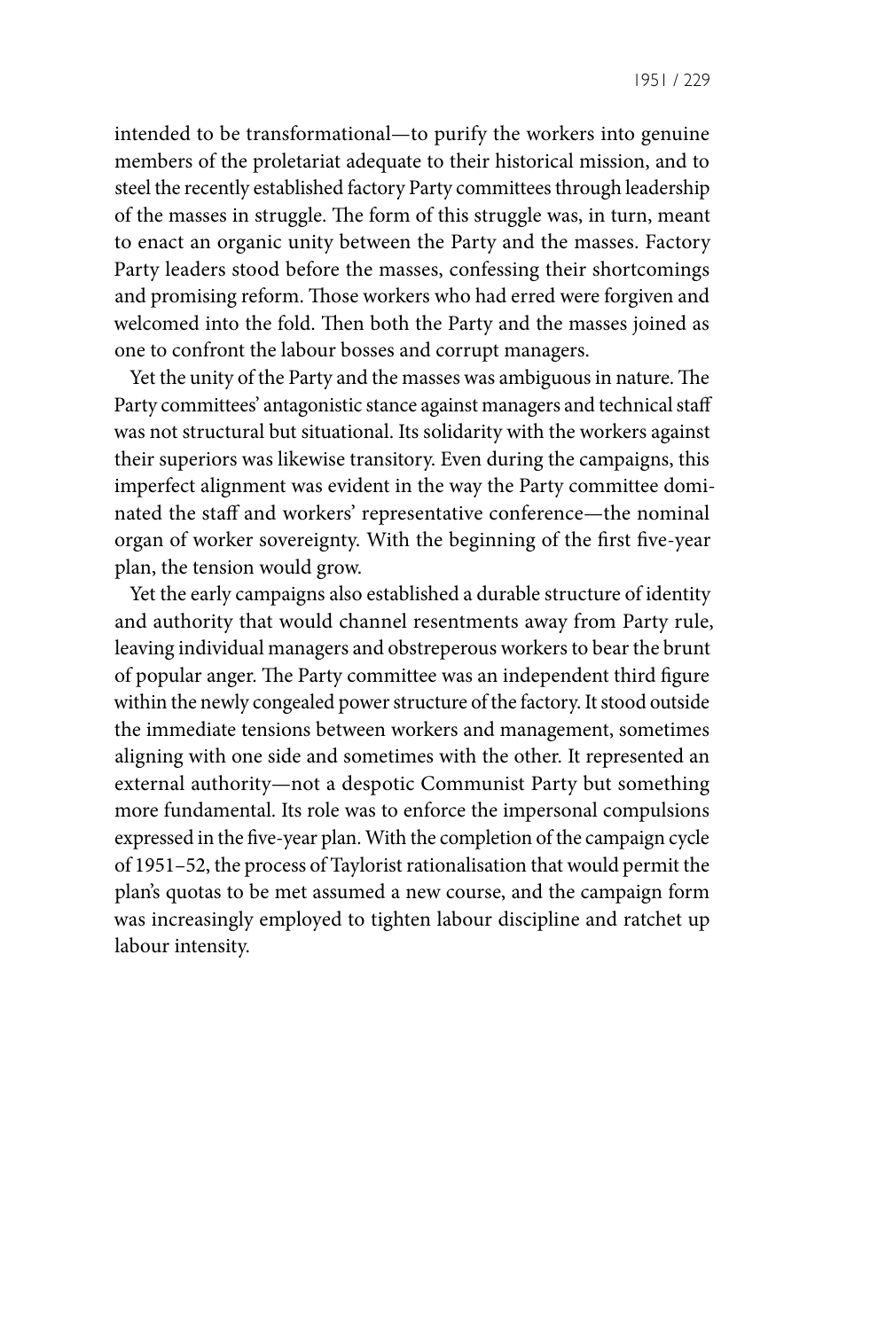intended to be transformational—to purify the workers into genuine members of the proletariat adequate to their historical mission, and to steel the recently established factory Party committees through leadership of the masses in struggle. The form of this struggle was, in turn, meant to enact an organic unity between the Party and the masses. Factory Party leaders stood before the masses, confessing their shortcomings and promising reform. Those workers who had erred were forgiven and welcomed into the fold. Then both the Party and the masses joined as one to confront the labour bosses and corrupt managers.

Yet the unity of the Party and the masses was ambiguous in nature. The Party committees' antagonistic stance against managers and technical staff was not structural but situational. Its solidarity with the workers against their superiors was likewise transitory. Even during the campaigns, this imperfect alignment was evident in the way the Party committee dominated the staff and workers' representative conference—the nominal organ of worker sovereignty. With the beginning of the first five-year plan, the tension would grow.

Yet the early campaigns also established a durable structure of identity and authority that would channel resentments away from Party rule, leaving individual managers and obstreperous workers to bear the brunt of popular anger. The Party committee was an independent third figure within the newly congealed power structure of the factory. It stood outside the immediate tensions between workers and management, sometimes aligning with one side and sometimes with the other. It represented an external authority—not a despotic Communist Party but something more fundamental. Its role was to enforce the impersonal compulsions expressed in the five-year plan. With the completion of the campaign cycle of 1951–52, the process of Taylorist rationalisation that would permit the plan's quotas to be met assumed a new course, and the campaign form was increasingly employed to tighten labour discipline and ratchet up labour intensity.